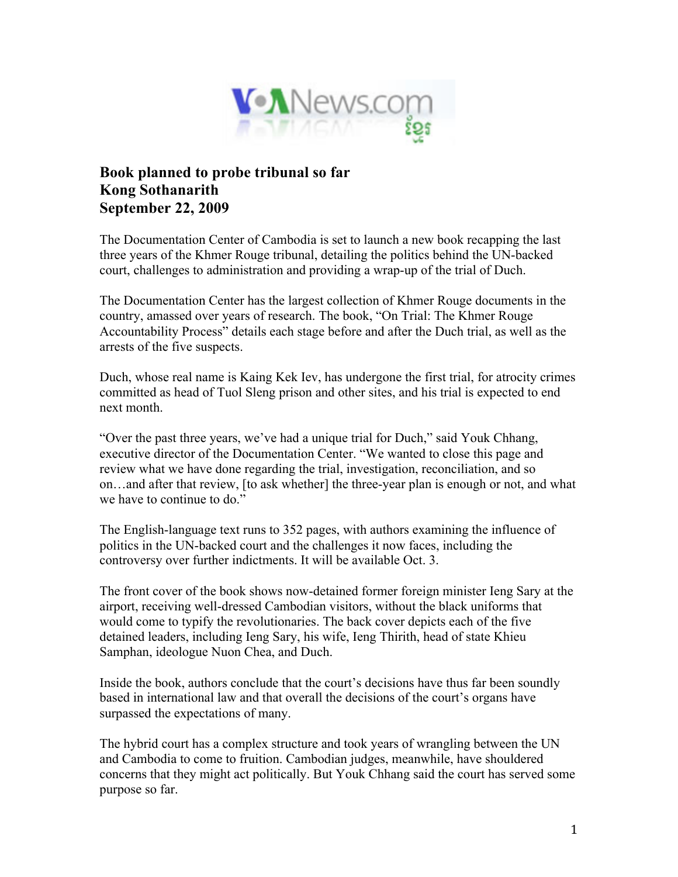VOANews.com ខ្មែរ

**Book planned to probe tribunal so far**
**Kong Sothanarith**
**September 22, 2009**

The Documentation Center of Cambodia is set to launch a new book recapping the last three years of the Khmer Rouge tribunal, detailing the politics behind the UN-backed court, challenges to administration and providing a wrap-up of the trial of Duch.

The Documentation Center has the largest collection of Khmer Rouge documents in the country, amassed over years of research. The book, "On Trial: The Khmer Rouge Accountability Process" details each stage before and after the Duch trial, as well as the arrests of the five suspects.

Duch, whose real name is Kaing Kek Iev, has undergone the first trial, for atrocity crimes committed as head of Tuol Sleng prison and other sites, and his trial is expected to end next month.

"Over the past three years, we've had a unique trial for Duch," said Youk Chhang, executive director of the Documentation Center. "We wanted to close this page and review what we have done regarding the trial, investigation, reconciliation, and so on…and after that review, [to ask whether] the three-year plan is enough or not, and what we have to continue to do."

The English-language text runs to 352 pages, with authors examining the influence of politics in the UN-backed court and the challenges it now faces, including the controversy over further indictments. It will be available Oct. 3.

The front cover of the book shows now-detained former foreign minister Ieng Sary at the airport, receiving well-dressed Cambodian visitors, without the black uniforms that would come to typify the revolutionaries. The back cover depicts each of the five detained leaders, including Ieng Sary, his wife, Ieng Thirith, head of state Khieu Samphan, ideologue Nuon Chea, and Duch.

Inside the book, authors conclude that the court's decisions have thus far been soundly based in international law and that overall the decisions of the court's organs have surpassed the expectations of many.

The hybrid court has a complex structure and took years of wrangling between the UN and Cambodia to come to fruition. Cambodian judges, meanwhile, have shouldered concerns that they might act politically. But Youk Chhang said the court has served some purpose so far.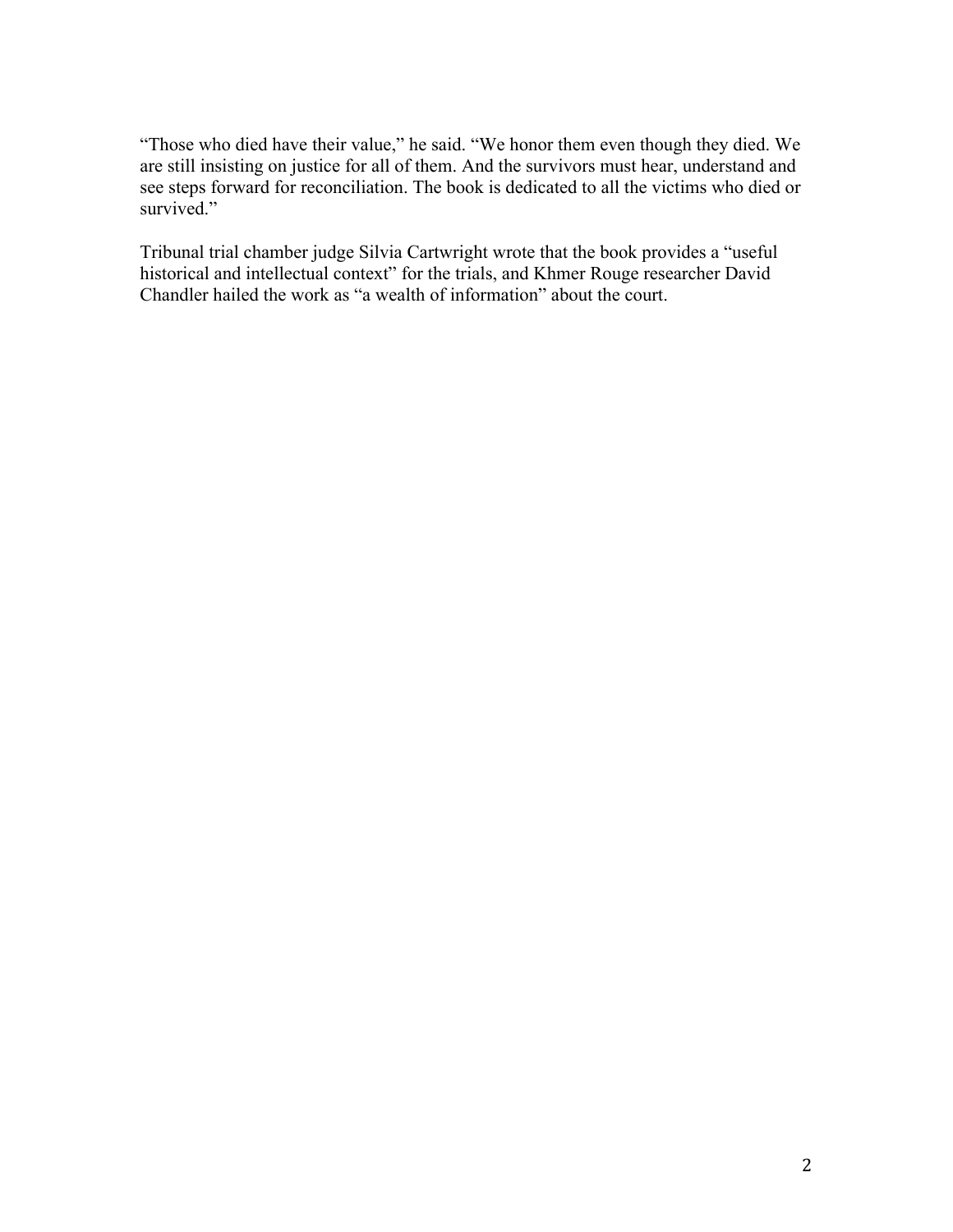"Those who died have their value," he said. "We honor them even though they died. We are still insisting on justice for all of them. And the survivors must hear, understand and see steps forward for reconciliation. The book is dedicated to all the victims who died or survived."

Tribunal trial chamber judge Silvia Cartwright wrote that the book provides a "useful historical and intellectual context" for the trials, and Khmer Rouge researcher David Chandler hailed the work as "a wealth of information" about the court.